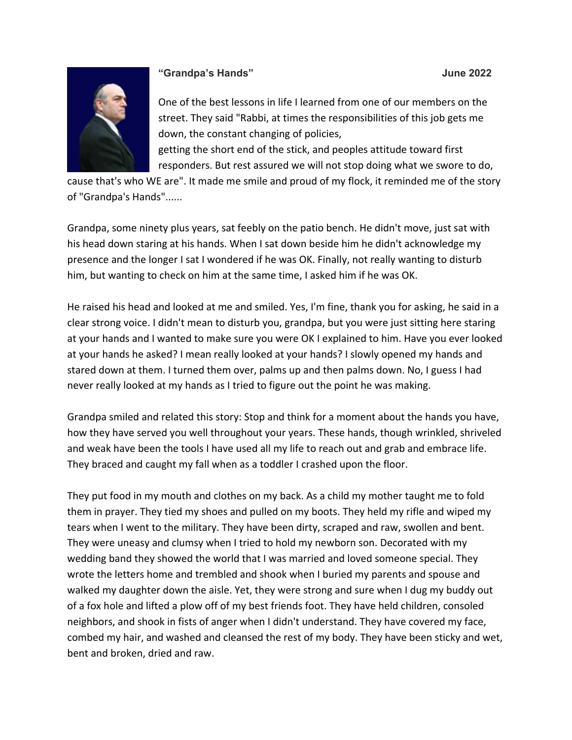**"Grandpa's Hands"** **June 2022**

One of the best lessons in life I learned from one of our members on the street. They said "Rabbi, at times the responsibilities of this job gets me down, the constant changing of policies, getting the short end of the stick, and peoples attitude toward first responders. But rest assured we will not stop doing what we swore to do, cause that's who WE are". It made me smile and proud of my flock, it reminded me of the story of "Grandpa's Hands"......

Grandpa, some ninety plus years, sat feebly on the patio bench. He didn't move, just sat with his head down staring at his hands. When I sat down beside him he didn't acknowledge my presence and the longer I sat I wondered if he was OK. Finally, not really wanting to disturb him, but wanting to check on him at the same time, I asked him if he was OK.

He raised his head and looked at me and smiled. Yes, I'm fine, thank you for asking, he said in a clear strong voice. I didn't mean to disturb you, grandpa, but you were just sitting here staring at your hands and I wanted to make sure you were OK I explained to him. Have you ever looked at your hands he asked? I mean really looked at your hands? I slowly opened my hands and stared down at them. I turned them over, palms up and then palms down. No, I guess I had never really looked at my hands as I tried to figure out the point he was making.

Grandpa smiled and related this story: Stop and think for a moment about the hands you have, how they have served you well throughout your years. These hands, though wrinkled, shriveled and weak have been the tools I have used all my life to reach out and grab and embrace life. They braced and caught my fall when as a toddler I crashed upon the floor.

They put food in my mouth and clothes on my back. As a child my mother taught me to fold them in prayer. They tied my shoes and pulled on my boots. They held my rifle and wiped my tears when I went to the military. They have been dirty, scraped and raw, swollen and bent. They were uneasy and clumsy when I tried to hold my newborn son. Decorated with my wedding band they showed the world that I was married and loved someone special. They wrote the letters home and trembled and shook when I buried my parents and spouse and walked my daughter down the aisle. Yet, they were strong and sure when I dug my buddy out of a fox hole and lifted a plow off of my best friends foot. They have held children, consoled neighbors, and shook in fists of anger when I didn't understand. They have covered my face, combed my hair, and washed and cleansed the rest of my body. They have been sticky and wet, bent and broken, dried and raw.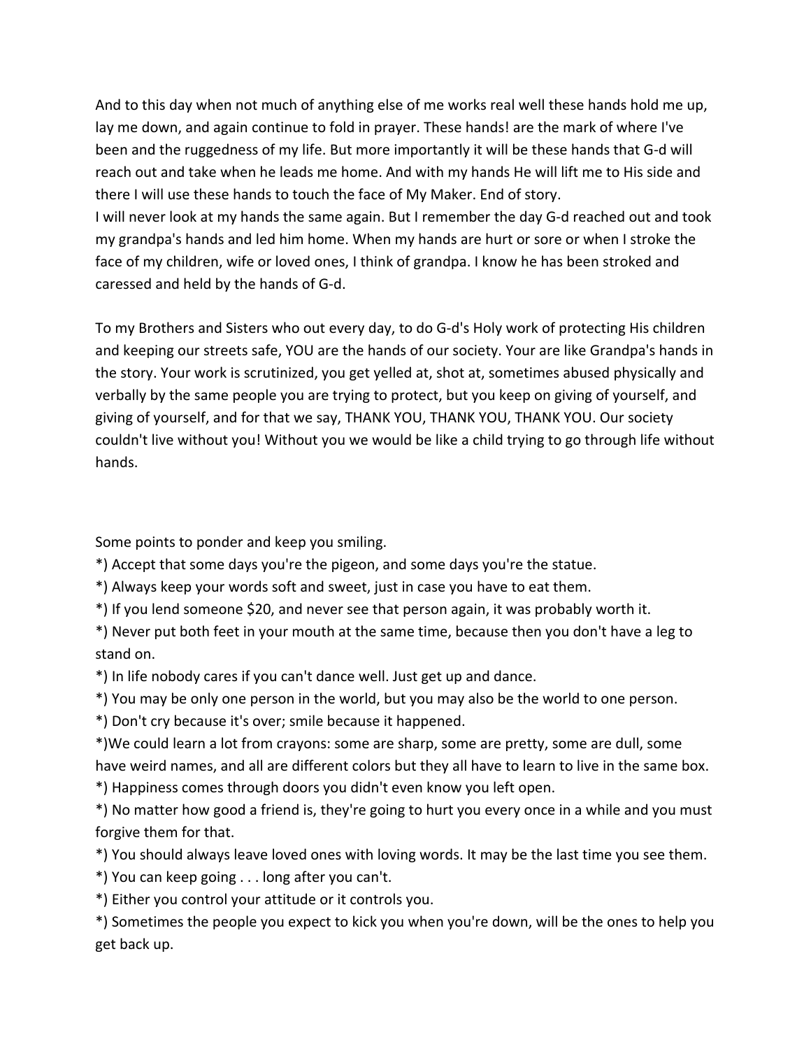And to this day when not much of anything else of me works real well these hands hold me up, lay me down, and again continue to fold in prayer. These hands! are the mark of where I've been and the ruggedness of my life. But more importantly it will be these hands that G-d will reach out and take when he leads me home. And with my hands He will lift me to His side and there I will use these hands to touch the face of My Maker. End of story.
I will never look at my hands the same again. But I remember the day G-d reached out and took my grandpa's hands and led him home. When my hands are hurt or sore or when I stroke the face of my children, wife or loved ones, I think of grandpa. I know he has been stroked and caressed and held by the hands of G-d.

To my Brothers and Sisters who out every day, to do G-d's Holy work of protecting His children and keeping our streets safe, YOU are the hands of our society. Your are like Grandpa's hands in the story. Your work is scrutinized, you get yelled at, shot at, sometimes abused physically and verbally by the same people you are trying to protect, but you keep on giving of yourself, and giving of yourself, and for that we say, THANK YOU, THANK YOU, THANK YOU. Our society couldn't live without you! Without you we would be like a child trying to go through life without hands.

Some points to ponder and keep you smiling.

*) Accept that some days you're the pigeon, and some days you're the statue.

*) Always keep your words soft and sweet, just in case you have to eat them.

*) If you lend someone $20, and never see that person again, it was probably worth it.

*) Never put both feet in your mouth at the same time, because then you don't have a leg to stand on.

*) In life nobody cares if you can't dance well. Just get up and dance.

*) You may be only one person in the world, but you may also be the world to one person.

*) Don't cry because it's over; smile because it happened.

*)We could learn a lot from crayons: some are sharp, some are pretty, some are dull, some have weird names, and all are different colors but they all have to learn to live in the same box.

*) Happiness comes through doors you didn't even know you left open.

*) No matter how good a friend is, they're going to hurt you every once in a while and you must forgive them for that.

*) You should always leave loved ones with loving words. It may be the last time you see them.

*) You can keep going . . . long after you can't.

*) Either you control your attitude or it controls you.

*) Sometimes the people you expect to kick you when you're down, will be the ones to help you get back up.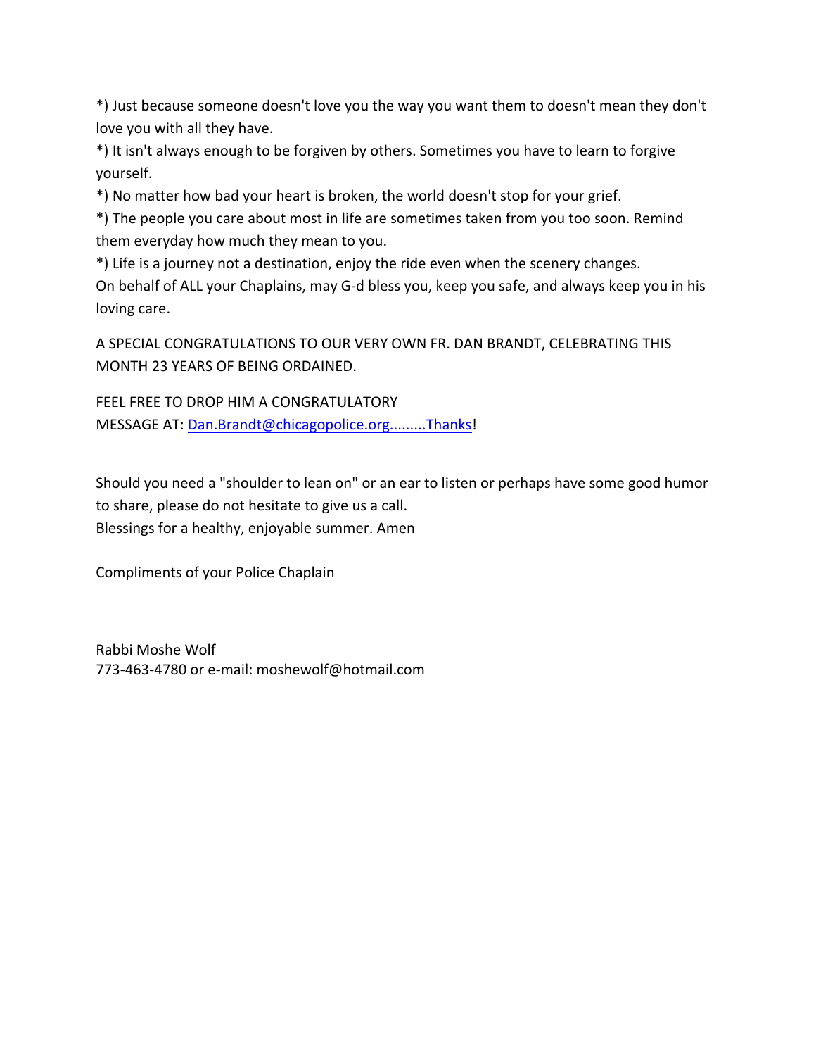*) Just because someone doesn't love you the way you want them to doesn't mean they don't love you with all they have.
*) It isn't always enough to be forgiven by others. Sometimes you have to learn to forgive yourself.
*) No matter how bad your heart is broken, the world doesn't stop for your grief.
*) The people you care about most in life are sometimes taken from you too soon. Remind them everyday how much they mean to you.
*) Life is a journey not a destination, enjoy the ride even when the scenery changes.
On behalf of ALL your Chaplains, may G-d bless you, keep you safe, and always keep you in his loving care.

A SPECIAL CONGRATULATIONS TO OUR VERY OWN FR. DAN BRANDT, CELEBRATING THIS MONTH 23 YEARS OF BEING ORDAINED.

FEEL FREE TO DROP HIM A CONGRATULATORY
MESSAGE AT: Dan.Brandt@chicagopolice.org.........Thanks!

Should you need a "shoulder to lean on" or an ear to listen or perhaps have some good humor to share, please do not hesitate to give us a call.
Blessings for a healthy, enjoyable summer. Amen

Compliments of your Police Chaplain

Rabbi Moshe Wolf
773-463-4780 or e-mail: moshewolf@hotmail.com